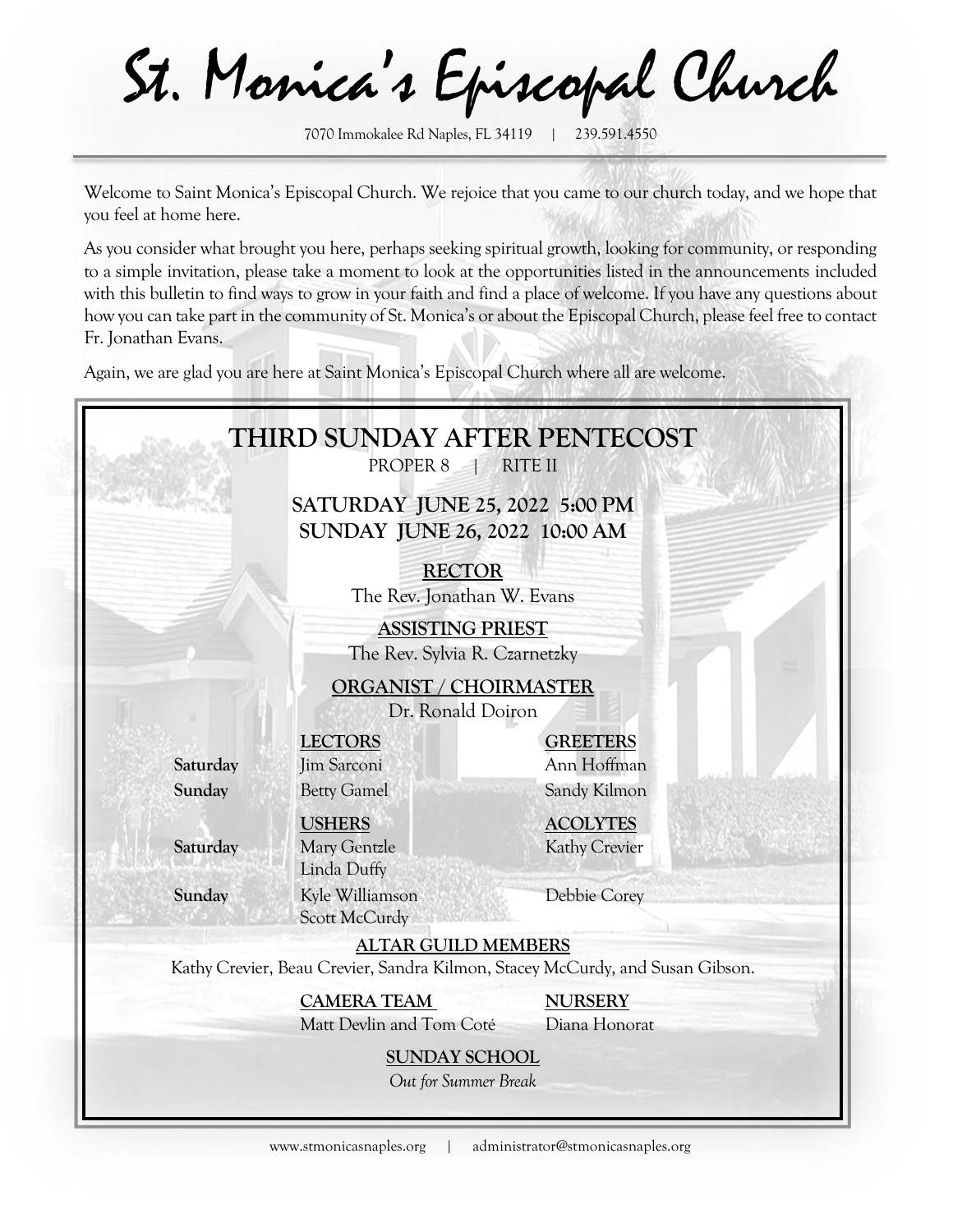# St. Monica's Episcopal Church

7070 Immokalee Rd Naples, FL 34119 | 239.591.4550

Welcome to Saint Monica's Episcopal Church. We rejoice that you came to our church today, and we hope that you feel at home here.

As you consider what brought you here, perhaps seeking spiritual growth, looking for community, or responding to a simple invitation, please take a moment to look at the opportunities listed in the announcements included with this bulletin to find ways to grow in your faith and find a place of welcome. If you have any questions about how you can take part in the community of St. Monica's or about the Episcopal Church, please feel free to contact Fr. Jonathan Evans.

Again, we are glad you are here at Saint Monica's Episcopal Church where all are welcome.

## THIRD SUNDAY AFTER PENTECOST

PROPER 8 | RITE II

**SATURDAY JUNE 25, 2022 5:00 PM**
**SUNDAY JUNE 26, 2022 10:00 AM**

**RECTOR**
The Rev. Jonathan W. Evans

**ASSISTING PRIEST**
The Rev. Sylvia R. Czarnetzky

**ORGANIST / CHOIRMASTER**
Dr. Ronald Doiron

| | LECTORS | GREETERS |
|---|---|---|
| **Saturday** | Jim Sarconi | Ann Hoffman |
| **Sunday** | Betty Gamel | Sandy Kilmon |

| | USHERS | ACOLYTES |
|---|---|---|
| **Saturday** | Mary Gentzle<br>Linda Duffy | Kathy Crevier |
| **Sunday** | Kyle Williamson<br>Scott McCurdy | Debbie Corey |

**ALTAR GUILD MEMBERS**
Kathy Crevier, Beau Crevier, Sandra Kilmon, Stacey McCurdy, and Susan Gibson.

**CAMERA TEAM**
Matt Devlin and Tom Coté

**NURSERY**
Diana Honorat

**SUNDAY SCHOOL**
*Out for Summer Break*

www.stmonicasnaples.org | administrator@stmonicasnaples.org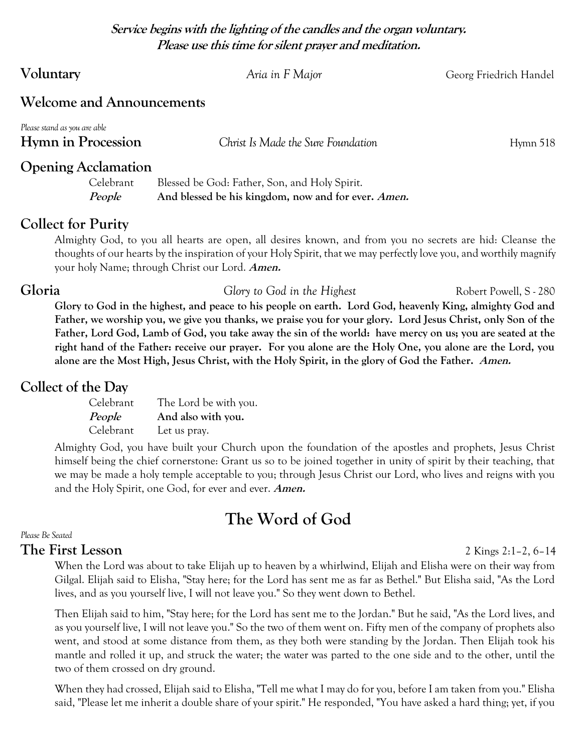**Service begins with the lighting of the candles and the organ voluntary.**
**Please use this time for silent prayer and meditation.**

## Voluntary

*Aria in F Major* — Georg Friedrich Handel

## Welcome and Announcements

*Please stand as you are able*

## Hymn in Procession

*Christ Is Made the Sure Foundation* — Hymn 518

## Opening Acclamation

Celebrant: Blessed be God: Father, Son, and Holy Spirit.
***People*** **And blessed be his kingdom, now and for ever. *Amen.***

## Collect for Purity

Almighty God, to you all hearts are open, all desires known, and from you no secrets are hid: Cleanse the thoughts of our hearts by the inspiration of your Holy Spirit, that we may perfectly love you, and worthily magnify your holy Name; through Christ our Lord. ***Amen.***

## Gloria

*Glory to God in the Highest* — Robert Powell, S - 280

**Glory to God in the highest, and peace to his people on earth. Lord God, heavenly King, almighty God and Father, we worship you, we give you thanks, we praise you for your glory. Lord Jesus Christ, only Son of the Father, Lord God, Lamb of God, you take away the sin of the world: have mercy on us; you are seated at the right hand of the Father: receive our prayer. For you alone are the Holy One, you alone are the Lord, you alone are the Most High, Jesus Christ, with the Holy Spirit, in the glory of God the Father. *Amen.***

## Collect of the Day

Celebrant: The Lord be with you.
***People*** **And also with you.**
Celebrant: Let us pray.

Almighty God, you have built your Church upon the foundation of the apostles and prophets, Jesus Christ himself being the chief cornerstone: Grant us so to be joined together in unity of spirit by their teaching, that we may be made a holy temple acceptable to you; through Jesus Christ our Lord, who lives and reigns with you and the Holy Spirit, one God, for ever and ever. ***Amen.***

# The Word of God

*Please Be Seated*

## The First Lesson

2 Kings 2:1–2, 6–14

When the Lord was about to take Elijah up to heaven by a whirlwind, Elijah and Elisha were on their way from Gilgal. Elijah said to Elisha, "Stay here; for the Lord has sent me as far as Bethel." But Elisha said, "As the Lord lives, and as you yourself live, I will not leave you." So they went down to Bethel.

Then Elijah said to him, "Stay here; for the Lord has sent me to the Jordan." But he said, "As the Lord lives, and as you yourself live, I will not leave you." So the two of them went on. Fifty men of the company of prophets also went, and stood at some distance from them, as they both were standing by the Jordan. Then Elijah took his mantle and rolled it up, and struck the water; the water was parted to the one side and to the other, until the two of them crossed on dry ground.

When they had crossed, Elijah said to Elisha, "Tell me what I may do for you, before I am taken from you." Elisha said, "Please let me inherit a double share of your spirit." He responded, "You have asked a hard thing; yet, if you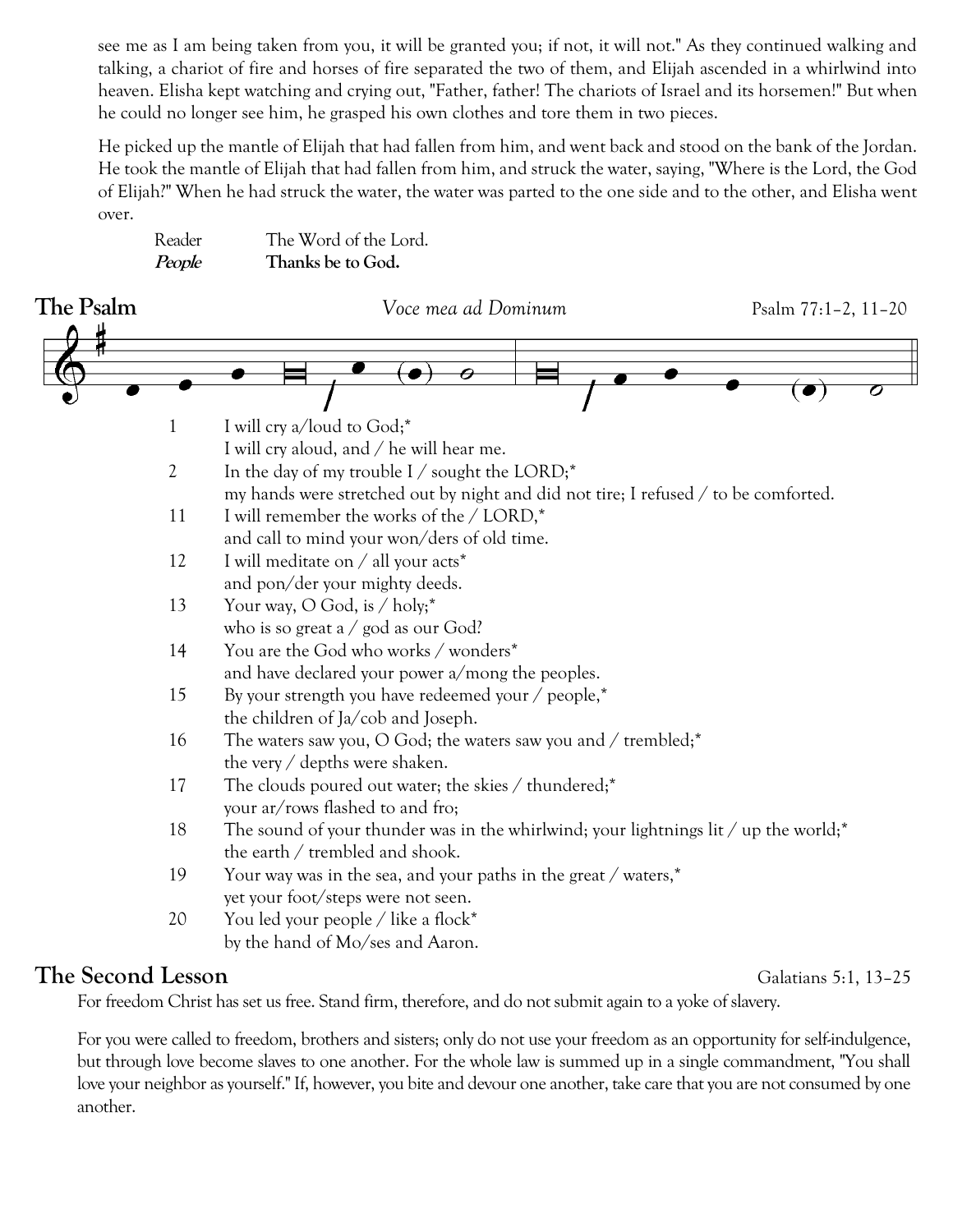see me as I am being taken from you, it will be granted you; if not, it will not." As they continued walking and talking, a chariot of fire and horses of fire separated the two of them, and Elijah ascended in a whirlwind into heaven. Elisha kept watching and crying out, "Father, father! The chariots of Israel and its horsemen!" But when he could no longer see him, he grasped his own clothes and tore them in two pieces.

He picked up the mantle of Elijah that had fallen from him, and went back and stood on the bank of the Jordan. He took the mantle of Elijah that had fallen from him, and struck the water, saying, "Where is the Lord, the God of Elijah?" When he had struck the water, the water was parted to the one side and to the other, and Elisha went over.

Reader The Word of the Lord.
***People*** **Thanks be to God.**

## The Psalm

*Voce mea ad Dominum* — Psalm 77:1–2, 11–20

1 I will cry a/loud to God;*
I will cry aloud, and / he will hear me.

2 In the day of my trouble I / sought the LORD;*
my hands were stretched out by night and did not tire; I refused / to be comforted.

11 I will remember the works of the / LORD,*
and call to mind your won/ders of old time.

12 I will meditate on / all your acts*
and pon/der your mighty deeds.

13 Your way, O God, is / holy;*
who is so great a / god as our God?

14 You are the God who works / wonders*
and have declared your power a/mong the peoples.

15 By your strength you have redeemed your / people,*
the children of Ja/cob and Joseph.

16 The waters saw you, O God; the waters saw you and / trembled;*
the very / depths were shaken.

17 The clouds poured out water; the skies / thundered;*
your ar/rows flashed to and fro;

18 The sound of your thunder was in the whirlwind; your lightnings lit / up the world;*
the earth / trembled and shook.

19 Your way was in the sea, and your paths in the great / waters,*
yet your foot/steps were not seen.

20 You led your people / like a flock*
by the hand of Mo/ses and Aaron.

## The Second Lesson

Galatians 5:1, 13–25

For freedom Christ has set us free. Stand firm, therefore, and do not submit again to a yoke of slavery.

For you were called to freedom, brothers and sisters; only do not use your freedom as an opportunity for self-indulgence, but through love become slaves to one another. For the whole law is summed up in a single commandment, "You shall love your neighbor as yourself." If, however, you bite and devour one another, take care that you are not consumed by one another.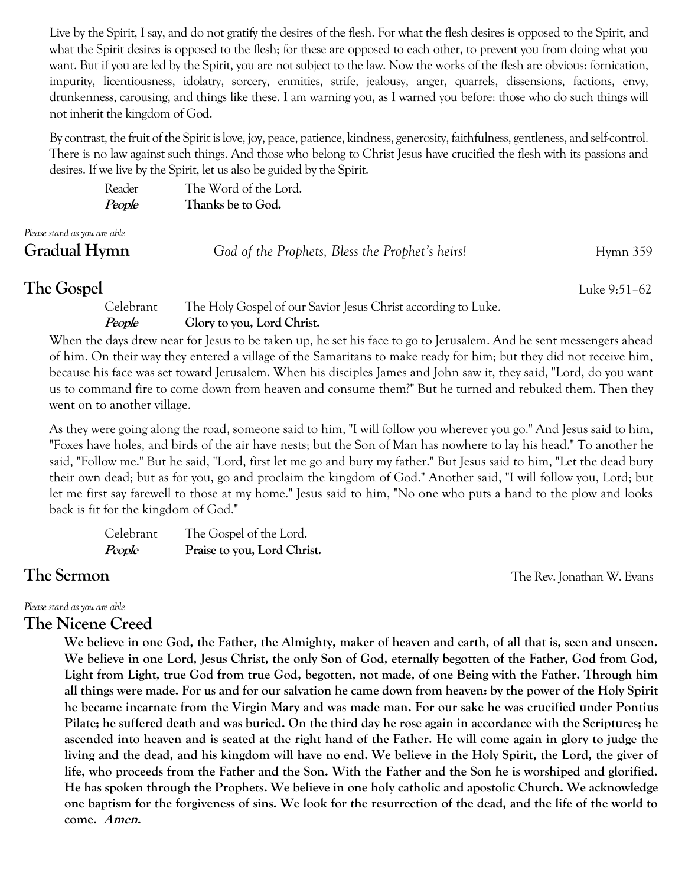Live by the Spirit, I say, and do not gratify the desires of the flesh. For what the flesh desires is opposed to the Spirit, and what the Spirit desires is opposed to the flesh; for these are opposed to each other, to prevent you from doing what you want. But if you are led by the Spirit, you are not subject to the law. Now the works of the flesh are obvious: fornication, impurity, licentiousness, idolatry, sorcery, enmities, strife, jealousy, anger, quarrels, dissensions, factions, envy, drunkenness, carousing, and things like these. I am warning you, as I warned you before: those who do such things will not inherit the kingdom of God.

By contrast, the fruit of the Spirit is love, joy, peace, patience, kindness, generosity, faithfulness, gentleness, and self-control. There is no law against such things. And those who belong to Christ Jesus have crucified the flesh with its passions and desires. If we live by the Spirit, let us also be guided by the Spirit.

Reader The Word of the Lord.
***People*** **Thanks be to God.**

*Please stand as you are able*

## Gradual Hymn *God of the Prophets, Bless the Prophet's heirs!* Hymn 359

## The Gospel Luke 9:51–62

Celebrant The Holy Gospel of our Savior Jesus Christ according to Luke.
***People*** **Glory to you, Lord Christ.**

When the days drew near for Jesus to be taken up, he set his face to go to Jerusalem. And he sent messengers ahead of him. On their way they entered a village of the Samaritans to make ready for him; but they did not receive him, because his face was set toward Jerusalem. When his disciples James and John saw it, they said, "Lord, do you want us to command fire to come down from heaven and consume them?" But he turned and rebuked them. Then they went on to another village.

As they were going along the road, someone said to him, "I will follow you wherever you go." And Jesus said to him, "Foxes have holes, and birds of the air have nests; but the Son of Man has nowhere to lay his head." To another he said, "Follow me." But he said, "Lord, first let me go and bury my father." But Jesus said to him, "Let the dead bury their own dead; but as for you, go and proclaim the kingdom of God." Another said, "I will follow you, Lord; but let me first say farewell to those at my home." Jesus said to him, "No one who puts a hand to the plow and looks back is fit for the kingdom of God."

Celebrant The Gospel of the Lord.
***People*** **Praise to you, Lord Christ.**

## The Sermon The Rev. Jonathan W. Evans

*Please stand as you are able*

## The Nicene Creed

**We believe in one God, the Father, the Almighty, maker of heaven and earth, of all that is, seen and unseen. We believe in one Lord, Jesus Christ, the only Son of God, eternally begotten of the Father, God from God, Light from Light, true God from true God, begotten, not made, of one Being with the Father. Through him all things were made. For us and for our salvation he came down from heaven: by the power of the Holy Spirit he became incarnate from the Virgin Mary and was made man. For our sake he was crucified under Pontius Pilate; he suffered death and was buried. On the third day he rose again in accordance with the Scriptures; he ascended into heaven and is seated at the right hand of the Father. He will come again in glory to judge the living and the dead, and his kingdom will have no end. We believe in the Holy Spirit, the Lord, the giver of life, who proceeds from the Father and the Son. With the Father and the Son he is worshiped and glorified. He has spoken through the Prophets. We believe in one holy catholic and apostolic Church. We acknowledge one baptism for the forgiveness of sins. We look for the resurrection of the dead, and the life of the world to come. *Amen.***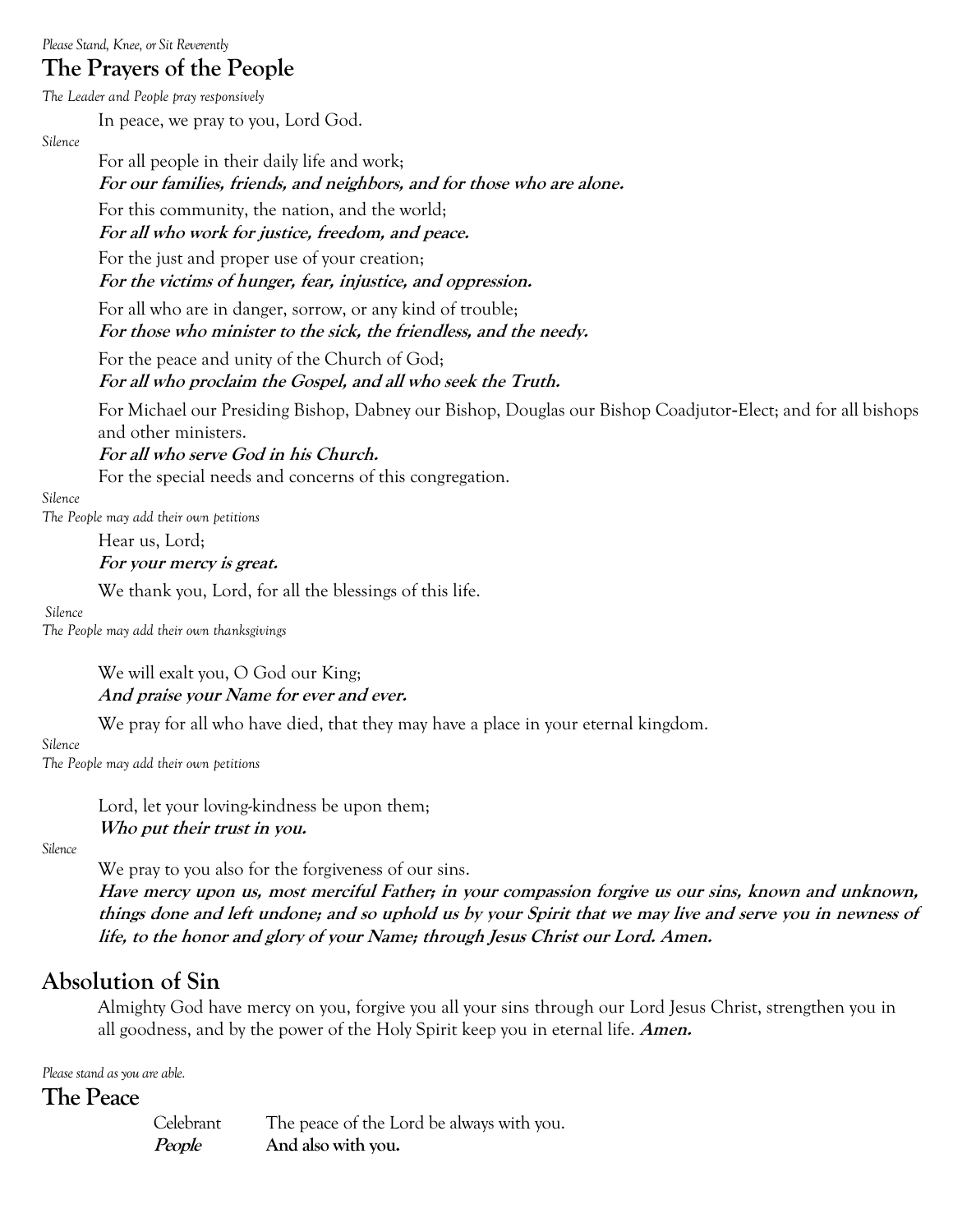*Please Stand, Knee, or Sit Reverently*

## The Prayers of the People

*The Leader and People pray responsively*

In peace, we pray to you, Lord God.

*Silence*

For all people in their daily life and work;
***For our families, friends, and neighbors, and for those who are alone.***

For this community, the nation, and the world;
***For all who work for justice, freedom, and peace.***

For the just and proper use of your creation;
***For the victims of hunger, fear, injustice, and oppression.***

For all who are in danger, sorrow, or any kind of trouble;
***For those who minister to the sick, the friendless, and the needy.***

For the peace and unity of the Church of God;
***For all who proclaim the Gospel, and all who seek the Truth.***

For Michael our Presiding Bishop, Dabney our Bishop, Douglas our Bishop Coadjutor-Elect; and for all bishops and other ministers.
***For all who serve God in his Church.***

For the special needs and concerns of this congregation.

*Silence*

*The People may add their own petitions*

Hear us, Lord;
***For your mercy is great.***

We thank you, Lord, for all the blessings of this life.

*Silence*

*The People may add their own thanksgivings*

We will exalt you, O God our King;
***And praise your Name for ever and ever.***

We pray for all who have died, that they may have a place in your eternal kingdom.

*Silence*

*The People may add their own petitions*

Lord, let your loving-kindness be upon them;
***Who put their trust in you.***

*Silence*

We pray to you also for the forgiveness of our sins.
***Have mercy upon us, most merciful Father; in your compassion forgive us our sins, known and unknown, things done and left undone; and so uphold us by your Spirit that we may live and serve you in newness of life, to the honor and glory of your Name; through Jesus Christ our Lord. Amen.***

## Absolution of Sin

Almighty God have mercy on you, forgive you all your sins through our Lord Jesus Christ, strengthen you in all goodness, and by the power of the Holy Spirit keep you in eternal life. ***Amen.***

*Please stand as you are able.*

## The Peace

Celebrant: The peace of the Lord be always with you.
***People*:** **And also with you.**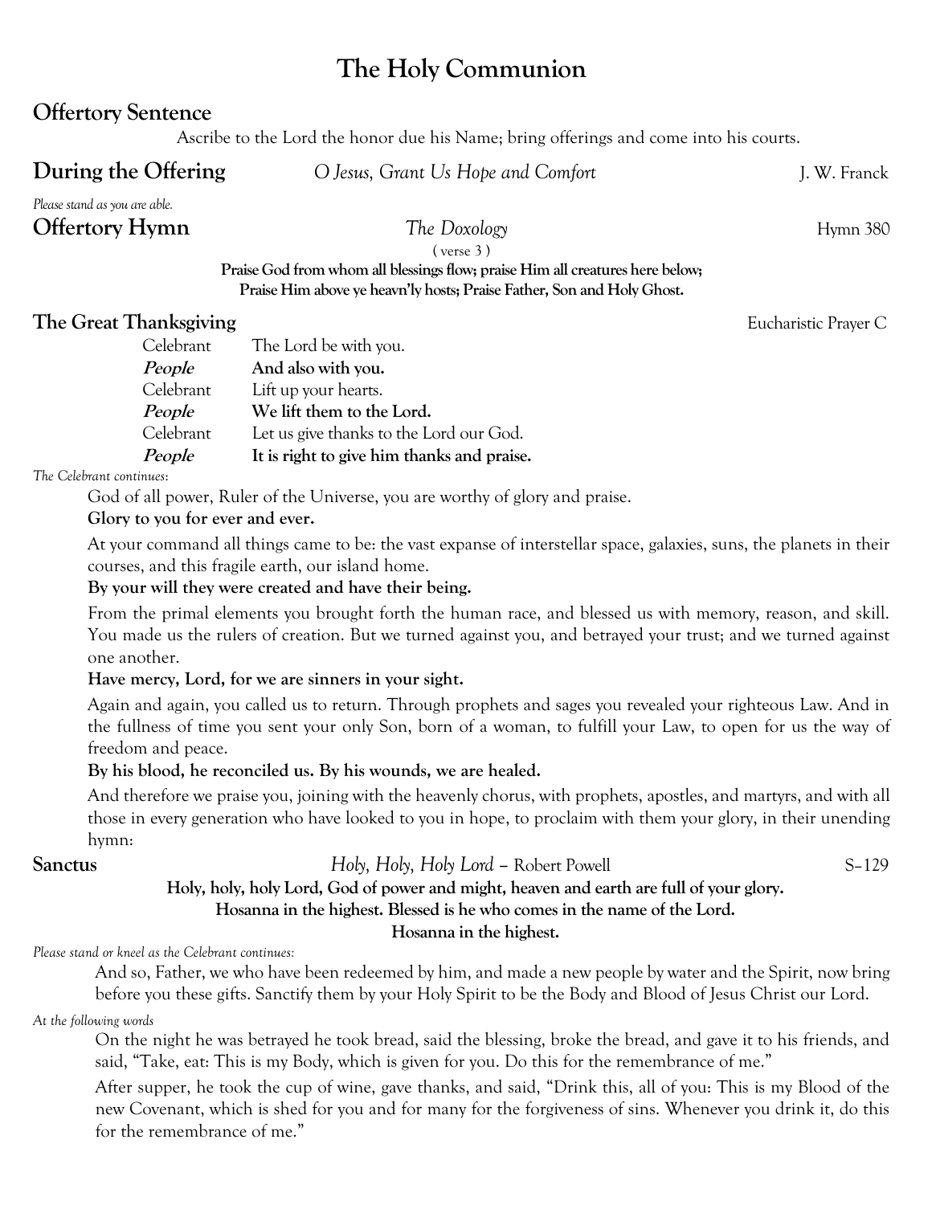# The Holy Communion

## Offertory Sentence

Ascribe to the Lord the honor due his Name; bring offerings and come into his courts.

## During the Offering — *O Jesus, Grant Us Hope and Comfort* — J. W. Franck

*Please stand as you are able.*

## Offertory Hymn — *The Doxology* — Hymn 380

( verse 3 )

**Praise God from whom all blessings flow; praise Him all creatures here below;**
**Praise Him above ye heav'nly hosts; Praise Father, Son and Holy Ghost.**

## The Great Thanksgiving — Eucharistic Prayer C

| | |
|---|---|
| Celebrant | The Lord be with you. |
| ***People*** | **And also with you.** |
| Celebrant | Lift up your hearts. |
| ***People*** | **We lift them to the Lord.** |
| Celebrant | Let us give thanks to the Lord our God. |
| ***People*** | **It is right to give him thanks and praise.** |

*The Celebrant continues:*

God of all power, Ruler of the Universe, you are worthy of glory and praise.

**Glory to you for ever and ever.**

At your command all things came to be: the vast expanse of interstellar space, galaxies, suns, the planets in their courses, and this fragile earth, our island home.

**By your will they were created and have their being.**

From the primal elements you brought forth the human race, and blessed us with memory, reason, and skill. You made us the rulers of creation. But we turned against you, and betrayed your trust; and we turned against one another.

**Have mercy, Lord, for we are sinners in your sight.**

Again and again, you called us to return. Through prophets and sages you revealed your righteous Law. And in the fullness of time you sent your only Son, born of a woman, to fulfill your Law, to open for us the way of freedom and peace.

**By his blood, he reconciled us. By his wounds, we are healed.**

And therefore we praise you, joining with the heavenly chorus, with prophets, apostles, and martyrs, and with all those in every generation who have looked to you in hope, to proclaim with them your glory, in their unending hymn:

## Sanctus — *Holy, Holy, Holy Lord* – Robert Powell — S–129

**Holy, holy, holy Lord, God of power and might, heaven and earth are full of your glory.**
**Hosanna in the highest. Blessed is he who comes in the name of the Lord.**
**Hosanna in the highest.**

*Please stand or kneel as the Celebrant continues:*

And so, Father, we who have been redeemed by him, and made a new people by water and the Spirit, now bring before you these gifts. Sanctify them by your Holy Spirit to be the Body and Blood of Jesus Christ our Lord.

*At the following words*

On the night he was betrayed he took bread, said the blessing, broke the bread, and gave it to his friends, and said, "Take, eat: This is my Body, which is given for you. Do this for the remembrance of me."

After supper, he took the cup of wine, gave thanks, and said, "Drink this, all of you: This is my Blood of the new Covenant, which is shed for you and for many for the forgiveness of sins. Whenever you drink it, do this for the remembrance of me."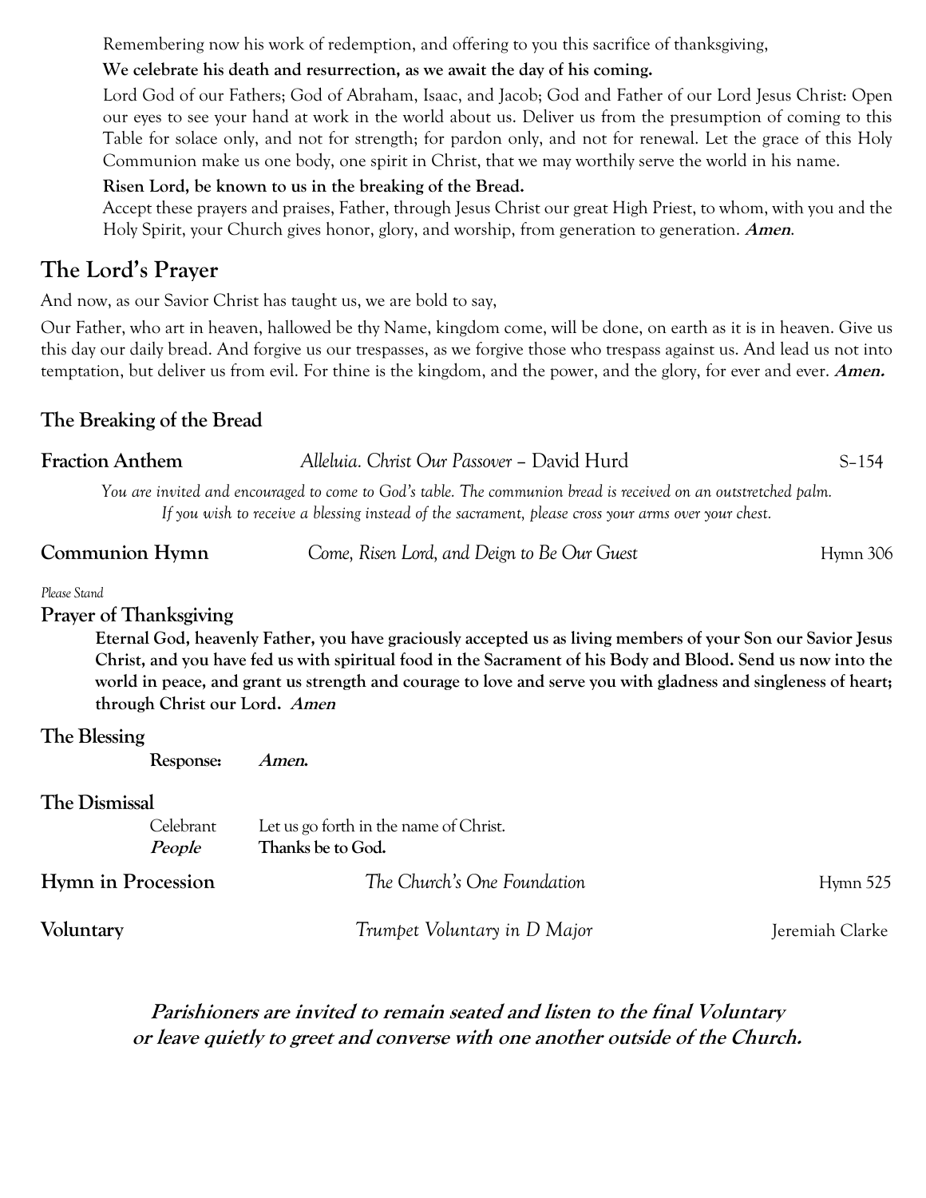Remembering now his work of redemption, and offering to you this sacrifice of thanksgiving,

**We celebrate his death and resurrection, as we await the day of his coming.**

Lord God of our Fathers; God of Abraham, Isaac, and Jacob; God and Father of our Lord Jesus Christ: Open our eyes to see your hand at work in the world about us. Deliver us from the presumption of coming to this Table for solace only, and not for strength; for pardon only, and not for renewal. Let the grace of this Holy Communion make us one body, one spirit in Christ, that we may worthily serve the world in his name.

**Risen Lord, be known to us in the breaking of the Bread.**

Accept these prayers and praises, Father, through Jesus Christ our great High Priest, to whom, with you and the Holy Spirit, your Church gives honor, glory, and worship, from generation to generation. ***Amen*.**

## The Lord's Prayer

And now, as our Savior Christ has taught us, we are bold to say,

Our Father, who art in heaven, hallowed be thy Name, kingdom come, will be done, on earth as it is in heaven. Give us this day our daily bread. And forgive us our trespasses, as we forgive those who trespass against us. And lead us not into temptation, but deliver us from evil. For thine is the kingdom, and the power, and the glory, for ever and ever. ***Amen.***

### The Breaking of the Bread

**Fraction Anthem** *Alleluia. Christ Our Passover* – David Hurd S–154

*You are invited and encouraged to come to God's table. The communion bread is received on an outstretched palm. If you wish to receive a blessing instead of the sacrament, please cross your arms over your chest.*

**Communion Hymn** *Come, Risen Lord, and Deign to Be Our Guest* Hymn 306

*Please Stand*

### Prayer of Thanksgiving

**Eternal God, heavenly Father, you have graciously accepted us as living members of your Son our Savior Jesus Christ, and you have fed us with spiritual food in the Sacrament of his Body and Blood. Send us now into the world in peace, and grant us strength and courage to love and serve you with gladness and singleness of heart; through Christ our Lord. *Amen***

### The Blessing

**Response:** ***Amen.***

### The Dismissal

Celebrant Let us go forth in the name of Christ.
***People*** **Thanks be to God.**

**Hymn in Procession** *The Church's One Foundation* Hymn 525

**Voluntary** *Trumpet Voluntary in D Major* Jeremiah Clarke

***Parishioners are invited to remain seated and listen to the final Voluntary or leave quietly to greet and converse with one another outside of the Church.***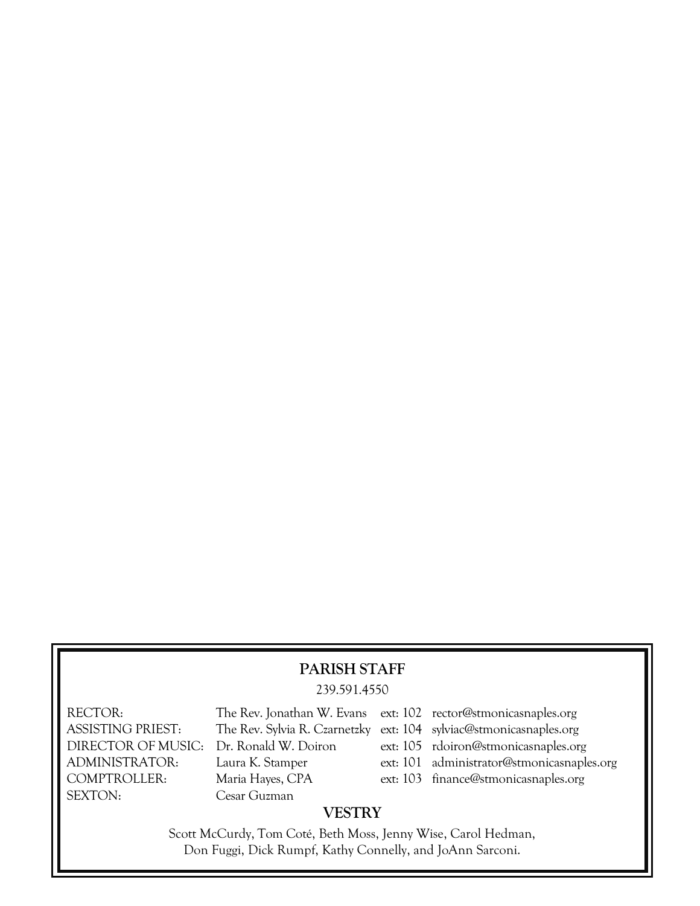## PARISH STAFF

239.591.4550

| | | | |
|---|---|---|---|
| RECTOR: | The Rev. Jonathan W. Evans | ext: 102 | rector@stmonicasnaples.org |
| ASSISTING PRIEST: | The Rev. Sylvia R. Czarnetzky | ext: 104 | sylviac@stmonicasnaples.org |
| DIRECTOR OF MUSIC: | Dr. Ronald W. Doiron | ext: 105 | rdoiron@stmonicasnaples.org |
| ADMINISTRATOR: | Laura K. Stamper | ext: 101 | administrator@stmonicasnaples.org |
| COMPTROLLER: | Maria Hayes, CPA | ext: 103 | finance@stmonicasnaples.org |
| SEXTON: | Cesar Guzman | | |

## VESTRY

Scott McCurdy, Tom Coté, Beth Moss, Jenny Wise, Carol Hedman,
Don Fuggi, Dick Rumpf, Kathy Connelly, and JoAnn Sarconi.